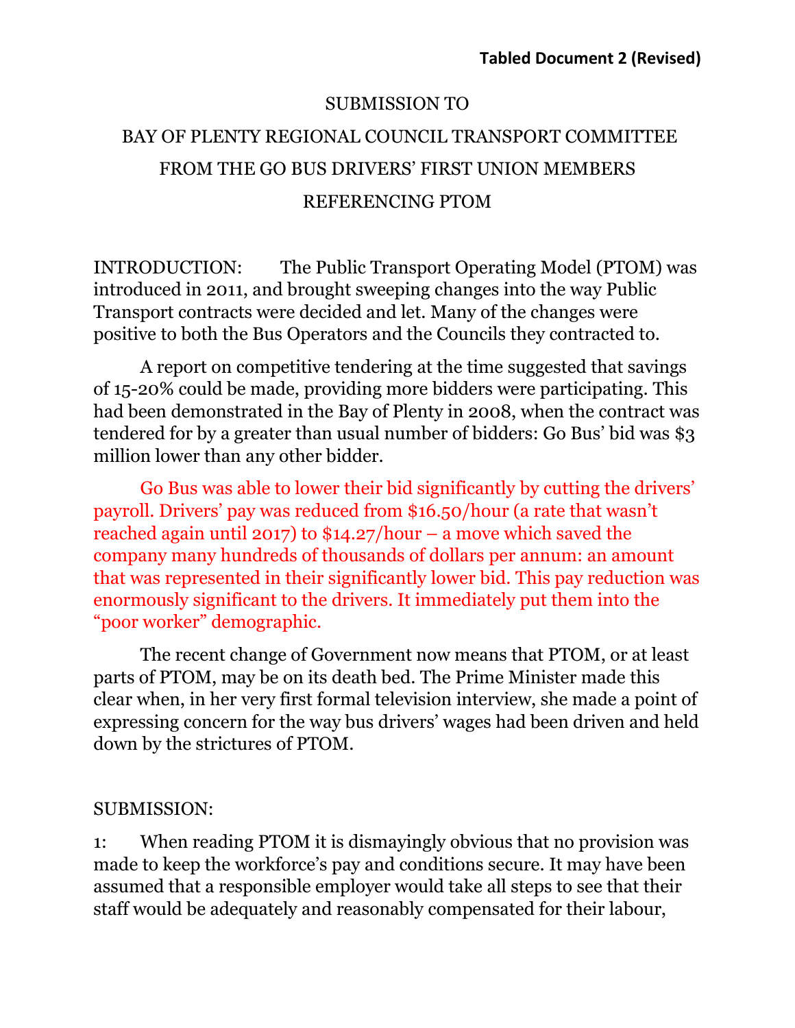**Tabled Document 2 (Revised)**

# SUBMISSION TO BAY OF PLENTY REGIONAL COUNCIL TRANSPORT COMMITTEE FROM THE GO BUS DRIVERS' FIRST UNION MEMBERS REFERENCING PTOM

INTRODUCTION: The Public Transport Operating Model (PTOM) was introduced in 2011, and brought sweeping changes into the way Public Transport contracts were decided and let. Many of the changes were positive to both the Bus Operators and the Councils they contracted to.

A report on competitive tendering at the time suggested that savings of 15-20% could be made, providing more bidders were participating. This had been demonstrated in the Bay of Plenty in 2008, when the contract was tendered for by a greater than usual number of bidders: Go Bus' bid was $3 million lower than any other bidder.

Go Bus was able to lower their bid significantly by cutting the drivers' payroll. Drivers' pay was reduced from $16.50/hour (a rate that wasn't reached again until 2017) to $14.27/hour – a move which saved the company many hundreds of thousands of dollars per annum: an amount that was represented in their significantly lower bid. This pay reduction was enormously significant to the drivers. It immediately put them into the "poor worker" demographic.

The recent change of Government now means that PTOM, or at least parts of PTOM, may be on its death bed. The Prime Minister made this clear when, in her very first formal television interview, she made a point of expressing concern for the way bus drivers' wages had been driven and held down by the strictures of PTOM.

SUBMISSION:

1: When reading PTOM it is dismayingly obvious that no provision was made to keep the workforce's pay and conditions secure. It may have been assumed that a responsible employer would take all steps to see that their staff would be adequately and reasonably compensated for their labour,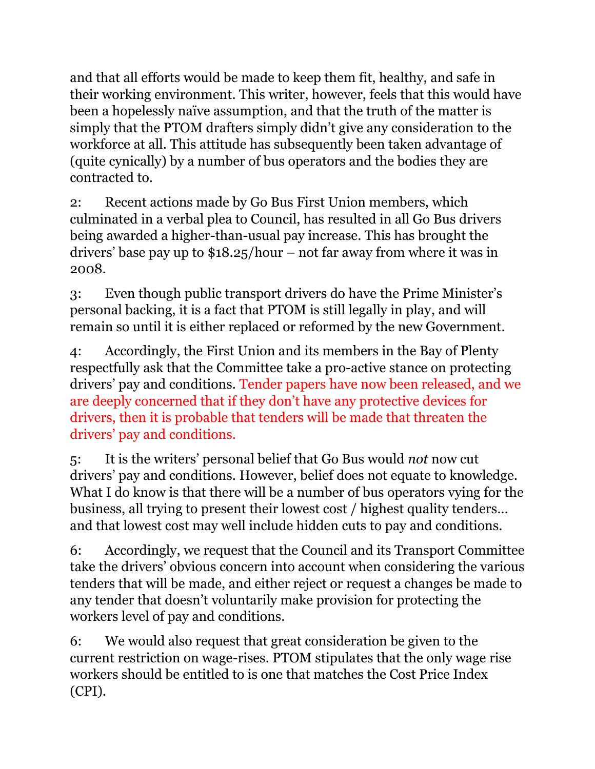and that all efforts would be made to keep them fit, healthy, and safe in their working environment. This writer, however, feels that this would have been a hopelessly naïve assumption, and that the truth of the matter is simply that the PTOM drafters simply didn't give any consideration to the workforce at all. This attitude has subsequently been taken advantage of (quite cynically) by a number of bus operators and the bodies they are contracted to.

2: Recent actions made by Go Bus First Union members, which culminated in a verbal plea to Council, has resulted in all Go Bus drivers being awarded a higher-than-usual pay increase. This has brought the drivers' base pay up to $18.25/hour – not far away from where it was in 2008.

3: Even though public transport drivers do have the Prime Minister's personal backing, it is a fact that PTOM is still legally in play, and will remain so until it is either replaced or reformed by the new Government.

4: Accordingly, the First Union and its members in the Bay of Plenty respectfully ask that the Committee take a pro-active stance on protecting drivers' pay and conditions. Tender papers have now been released, and we are deeply concerned that if they don't have any protective devices for drivers, then it is probable that tenders will be made that threaten the drivers' pay and conditions.

5: It is the writers' personal belief that Go Bus would *not* now cut drivers' pay and conditions. However, belief does not equate to knowledge. What I do know is that there will be a number of bus operators vying for the business, all trying to present their lowest cost / highest quality tenders… and that lowest cost may well include hidden cuts to pay and conditions.

6: Accordingly, we request that the Council and its Transport Committee take the drivers' obvious concern into account when considering the various tenders that will be made, and either reject or request a changes be made to any tender that doesn't voluntarily make provision for protecting the workers level of pay and conditions.

6: We would also request that great consideration be given to the current restriction on wage-rises. PTOM stipulates that the only wage rise workers should be entitled to is one that matches the Cost Price Index (CPI).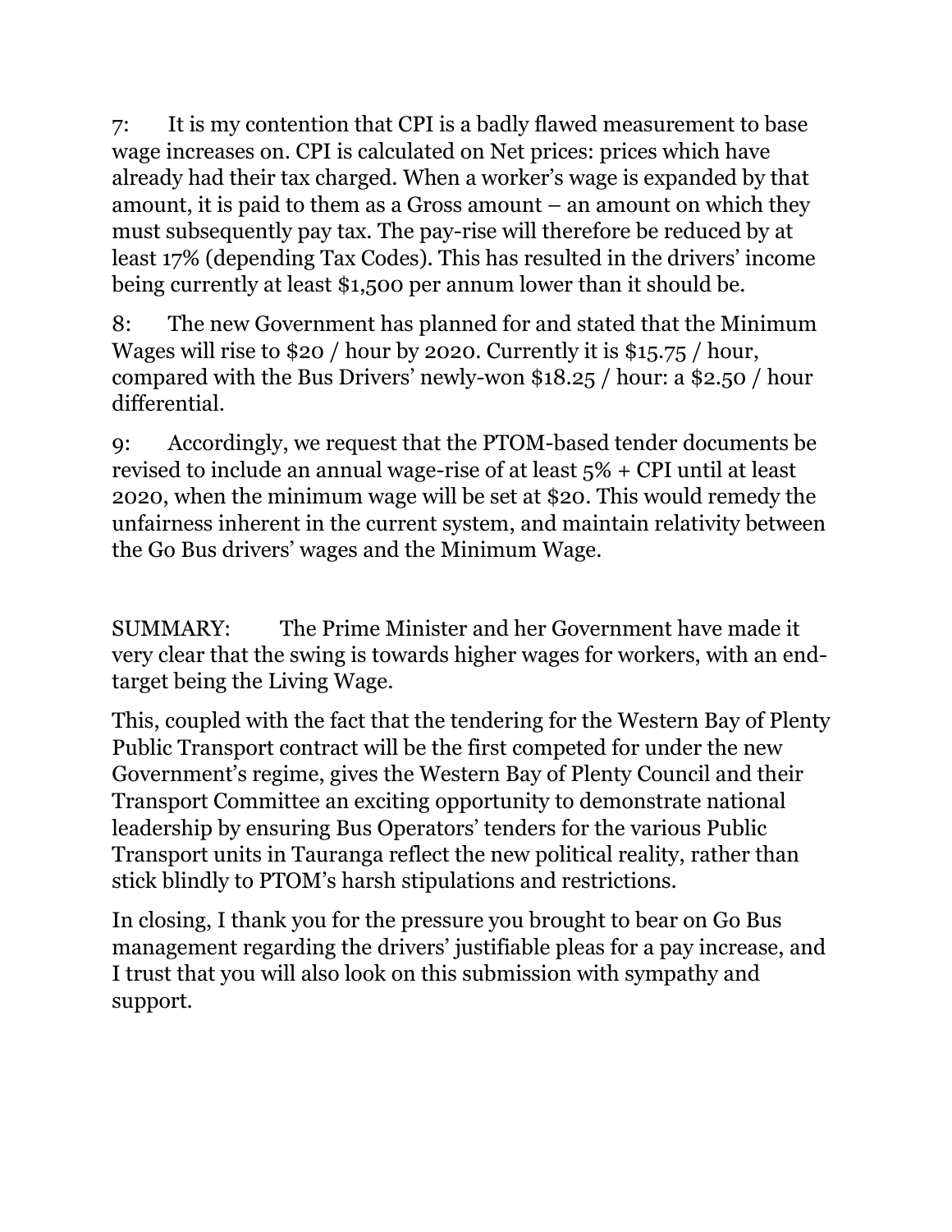7: It is my contention that CPI is a badly flawed measurement to base wage increases on. CPI is calculated on Net prices: prices which have already had their tax charged. When a worker's wage is expanded by that amount, it is paid to them as a Gross amount – an amount on which they must subsequently pay tax. The pay-rise will therefore be reduced by at least 17% (depending Tax Codes). This has resulted in the drivers' income being currently at least $1,500 per annum lower than it should be.

8: The new Government has planned for and stated that the Minimum Wages will rise to $20 / hour by 2020. Currently it is $15.75 / hour, compared with the Bus Drivers' newly-won $18.25 / hour: a $2.50 / hour differential.

9: Accordingly, we request that the PTOM-based tender documents be revised to include an annual wage-rise of at least 5% + CPI until at least 2020, when the minimum wage will be set at $20. This would remedy the unfairness inherent in the current system, and maintain relativity between the Go Bus drivers' wages and the Minimum Wage.

SUMMARY: The Prime Minister and her Government have made it very clear that the swing is towards higher wages for workers, with an end-target being the Living Wage.

This, coupled with the fact that the tendering for the Western Bay of Plenty Public Transport contract will be the first competed for under the new Government's regime, gives the Western Bay of Plenty Council and their Transport Committee an exciting opportunity to demonstrate national leadership by ensuring Bus Operators' tenders for the various Public Transport units in Tauranga reflect the new political reality, rather than stick blindly to PTOM's harsh stipulations and restrictions.

In closing, I thank you for the pressure you brought to bear on Go Bus management regarding the drivers' justifiable pleas for a pay increase, and I trust that you will also look on this submission with sympathy and support.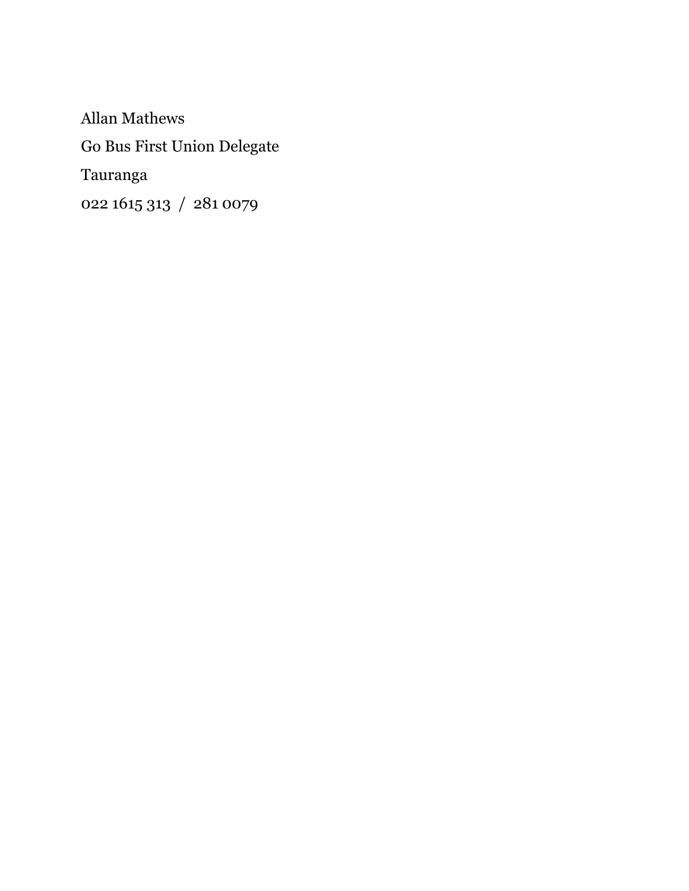Allan Mathews

Go Bus First Union Delegate

Tauranga

022 1615 313  /  281 0079